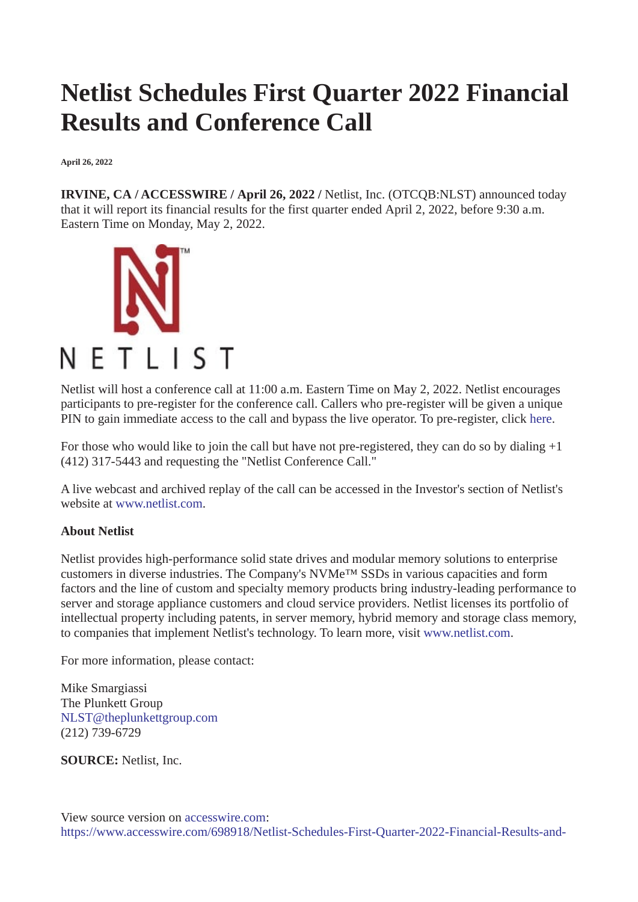# Netlist Schedules First Quarter 2022 Financial Results and Conference Call

**April 26, 2022**

**IRVINE, CA / ACCESSWIRE / April 26, 2022 /** Netlist, Inc. (OTCQB:NLST) announced today that it will report its financial results for the first quarter ended April 2, 2022, before 9:30 a.m. Eastern Time on Monday, May 2, 2022.

Netlist will host a conference call at 11:00 a.m. Eastern Time on May 2, 2022. Netlist encourages participants to pre-register for the conference call. Callers who pre-register will be given a unique PIN to gain immediate access to the call and bypass the live operator. To pre-register, click here.

For those who would like to join the call but have not pre-registered, they can do so by dialing +1 (412) 317-5443 and requesting the "Netlist Conference Call."

A live webcast and archived replay of the call can be accessed in the Investor's section of Netlist's website at www.netlist.com.

**About Netlist**

Netlist provides high-performance solid state drives and modular memory solutions to enterprise customers in diverse industries. The Company's NVMe™ SSDs in various capacities and form factors and the line of custom and specialty memory products bring industry-leading performance to server and storage appliance customers and cloud service providers. Netlist licenses its portfolio of intellectual property including patents, in server memory, hybrid memory and storage class memory, to companies that implement Netlist's technology. To learn more, visit www.netlist.com.

For more information, please contact:

Mike Smargiassi
The Plunkett Group
NLST@theplunkettgroup.com
(212) 739-6729

**SOURCE:** Netlist, Inc.

View source version on accesswire.com:
https://www.accesswire.com/698918/Netlist-Schedules-First-Quarter-2022-Financial-Results-and-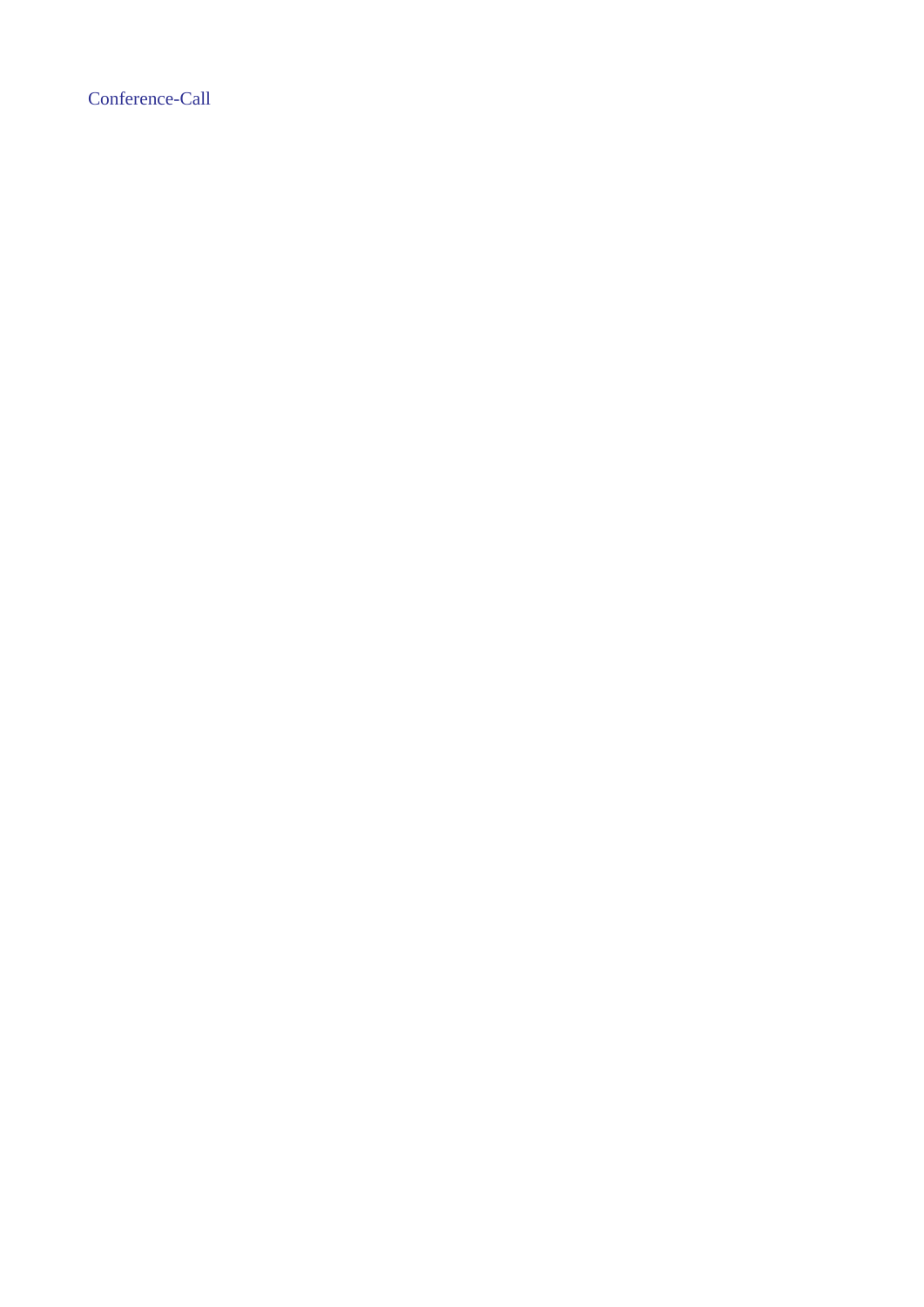Conference-Call